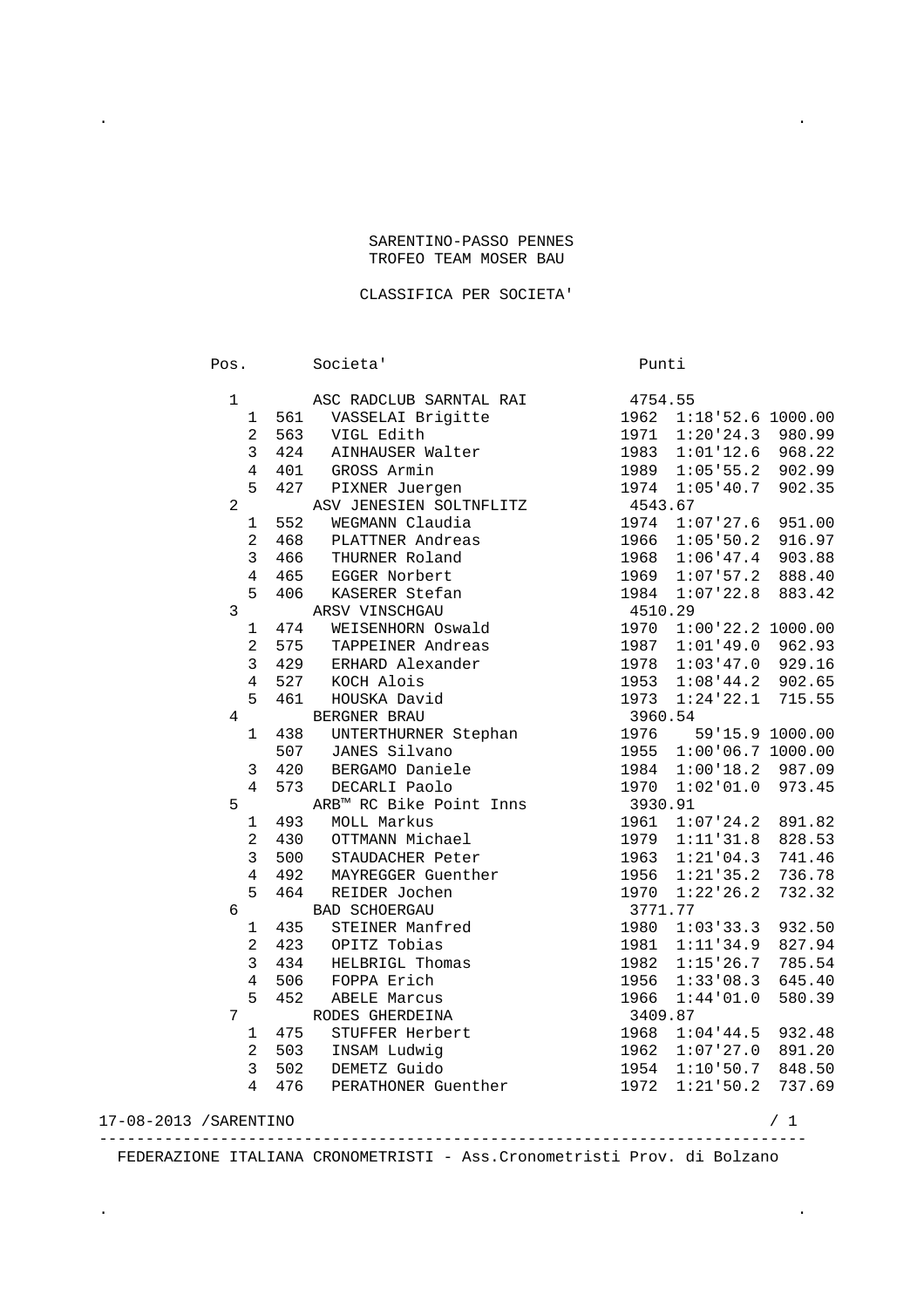# SARENTINO-PASSO PENNES

## TROFEO TEAM MOSER BAU

### CLASSIFICA PER SOCIETA'

| Pos. | | Societa' | | Punti | |
|---|---|---|---|---|---|
| 1 | | ASC RADCLUB SARNTAL RAI | 4754.55 | | |
| 1 | 561 | VASSELAI Brigitte | 1962 | 1:18'52.6 | 1000.00 |
| 2 | 563 | VIGL Edith | 1971 | 1:20'24.3 | 980.99 |
| 3 | 424 | AINHAUSER Walter | 1983 | 1:01'12.6 | 968.22 |
| 4 | 401 | GROSS Armin | 1989 | 1:05'55.2 | 902.99 |
| 5 | 427 | PIXNER Juergen | 1974 | 1:05'40.7 | 902.35 |
| 2 | | ASV JENESIEN SOLTNFLITZ | 4543.67 | | |
| 1 | 552 | WEGMANN Claudia | 1974 | 1:07'27.6 | 951.00 |
| 2 | 468 | PLATTNER Andreas | 1966 | 1:05'50.2 | 916.97 |
| 3 | 466 | THURNER Roland | 1968 | 1:06'47.4 | 903.88 |
| 4 | 465 | EGGER Norbert | 1969 | 1:07'57.2 | 888.40 |
| 5 | 406 | KASERER Stefan | 1984 | 1:07'22.8 | 883.42 |
| 3 | | ARSV VINSCHGAU | 4510.29 | | |
| 1 | 474 | WEISENHORN Oswald | 1970 | 1:00'22.2 | 1000.00 |
| 2 | 575 | TAPPEINER Andreas | 1987 | 1:01'49.0 | 962.93 |
| 3 | 429 | ERHARD Alexander | 1978 | 1:03'47.0 | 929.16 |
| 4 | 527 | KOCH Alois | 1953 | 1:08'44.2 | 902.65 |
| 5 | 461 | HOUSKA David | 1973 | 1:24'22.1 | 715.55 |
| 4 | | BERGNER BRAU | 3960.54 | | |
| 1 | 438 | UNTERTHURNER Stephan | 1976 | 59'15.9 | 1000.00 |
| | 507 | JANES Silvano | 1955 | 1:00'06.7 | 1000.00 |
| 3 | 420 | BERGAMO Daniele | 1984 | 1:00'18.2 | 987.09 |
| 4 | 573 | DECARLI Paolo | 1970 | 1:02'01.0 | 973.45 |
| 5 | | ARB™ RC Bike Point Inns | 3930.91 | | |
| 1 | 493 | MOLL Markus | 1961 | 1:07'24.2 | 891.82 |
| 2 | 430 | OTTMANN Michael | 1979 | 1:11'31.8 | 828.53 |
| 3 | 500 | STAUDACHER Peter | 1963 | 1:21'04.3 | 741.46 |
| 4 | 492 | MAYREGGER Guenther | 1956 | 1:21'35.2 | 736.78 |
| 5 | 464 | REIDER Jochen | 1970 | 1:22'26.2 | 732.32 |
| 6 | | BAD SCHOERGAU | 3771.77 | | |
| 1 | 435 | STEINER Manfred | 1980 | 1:03'33.3 | 932.50 |
| 2 | 423 | OPITZ Tobias | 1981 | 1:11'34.9 | 827.94 |
| 3 | 434 | HELBRIGL Thomas | 1982 | 1:15'26.7 | 785.54 |
| 4 | 506 | FOPPA Erich | 1956 | 1:33'08.3 | 645.40 |
| 5 | 452 | ABELE Marcus | 1966 | 1:44'01.0 | 580.39 |
| 7 | | RODES GHERDEINA | 3409.87 | | |
| 1 | 475 | STUFFER Herbert | 1968 | 1:04'44.5 | 932.48 |
| 2 | 503 | INSAM Ludwig | 1962 | 1:07'27.0 | 891.20 |
| 3 | 502 | DEMETZ Guido | 1954 | 1:10'50.7 | 848.50 |
| 4 | 476 | PERATHONER Guenther | 1972 | 1:21'50.2 | 737.69 |

17-08-2013 /SARENTINO

FEDERAZIONE ITALIANA CRONOMETRISTI - Ass.Cronometristi Prov. di Bolzano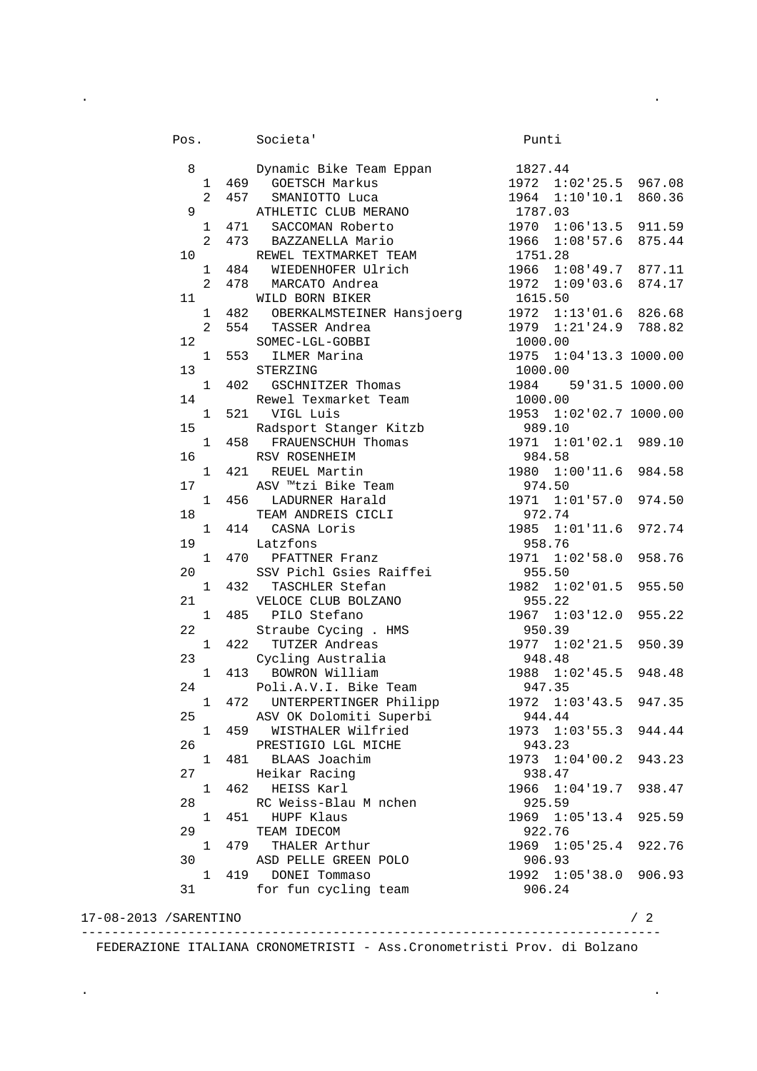| Pos. | | | Societa' | | Punti | |
|---|---|---|---|---|---|---|
| 8 | | | Dynamic Bike Team Eppan | | 1827.44 | |
| | 1 | 469 | GOETSCH Markus | 1972 | 1:02'25.5 | 967.08 |
| | 2 | 457 | SMANIOTTO Luca | 1964 | 1:10'10.1 | 860.36 |
| 9 | | | ATHLETIC CLUB MERANO | | 1787.03 | |
| | 1 | 471 | SACCOMAN Roberto | 1970 | 1:06'13.5 | 911.59 |
| | 2 | 473 | BAZZANELLA Mario | 1966 | 1:08'57.6 | 875.44 |
| 10 | | | REWEL TEXTMARKET TEAM | | 1751.28 | |
| | 1 | 484 | WIEDENHOFER Ulrich | 1966 | 1:08'49.7 | 877.11 |
| | 2 | 478 | MARCATO Andrea | 1972 | 1:09'03.6 | 874.17 |
| 11 | | | WILD BORN BIKER | | 1615.50 | |
| | 1 | 482 | OBERKALMSTEINER Hansjoerg | 1972 | 1:13'01.6 | 826.68 |
| | 2 | 554 | TASSER Andrea | 1979 | 1:21'24.9 | 788.82 |
| 12 | | | SOMEC-LGL-GOBBI | | 1000.00 | |
| | 1 | 553 | ILMER Marina | 1975 | 1:04'13.3 | 1000.00 |
| 13 | | | STERZING | | 1000.00 | |
| | 1 | 402 | GSCHNITZER Thomas | 1984 | 59'31.5 | 1000.00 |
| 14 | | | Rewel Texmarket Team | | 1000.00 | |
| | 1 | 521 | VIGL Luis | 1953 | 1:02'02.7 | 1000.00 |
| 15 | | | Radsport Stanger Kitzb | | 989.10 | |
| | 1 | 458 | FRAUENSCHUH Thomas | 1971 | 1:01'02.1 | 989.10 |
| 16 | | | RSV ROSENHEIM | | 984.58 | |
| | 1 | 421 | REUEL Martin | 1980 | 1:00'11.6 | 984.58 |
| 17 | | | ASV ™tzi Bike Team | | 974.50 | |
| | 1 | 456 | LADURNER Harald | 1971 | 1:01'57.0 | 974.50 |
| 18 | | | TEAM ANDREIS CICLI | | 972.74 | |
| | 1 | 414 | CASNA Loris | 1985 | 1:01'11.6 | 972.74 |
| 19 | | | Latzfons | | 958.76 | |
| | 1 | 470 | PFATTNER Franz | 1971 | 1:02'58.0 | 958.76 |
| 20 | | | SSV Pichl Gsies Raiffei | | 955.50 | |
| | 1 | 432 | TASCHLER Stefan | 1982 | 1:02'01.5 | 955.50 |
| 21 | | | VELOCE CLUB BOLZANO | | 955.22 | |
| | 1 | 485 | PILO Stefano | 1967 | 1:03'12.0 | 955.22 |
| 22 | | | Straube Cycing . HMS | | 950.39 | |
| | 1 | 422 | TUTZER Andreas | 1977 | 1:02'21.5 | 950.39 |
| 23 | | | Cycling Australia | | 948.48 | |
| | 1 | 413 | BOWRON William | 1988 | 1:02'45.5 | 948.48 |
| 24 | | | Poli.A.V.I. Bike Team | | 947.35 | |
| | 1 | 472 | UNTERPERTINGER Philipp | 1972 | 1:03'43.5 | 947.35 |
| 25 | | | ASV OK Dolomiti Superbi | | 944.44 | |
| | 1 | 459 | WISTHALER Wilfried | 1973 | 1:03'55.3 | 944.44 |
| 26 | | | PRESTIGIO LGL MICHE | | 943.23 | |
| | 1 | 481 | BLAAS Joachim | 1973 | 1:04'00.2 | 943.23 |
| 27 | | | Heikar Racing | | 938.47 | |
| | 1 | 462 | HEISS Karl | 1966 | 1:04'19.7 | 938.47 |
| 28 | | | RC Weiss-Blau M nchen | | 925.59 | |
| | 1 | 451 | HUPF Klaus | 1969 | 1:05'13.4 | 925.59 |
| 29 | | | TEAM IDECOM | | 922.76 | |
| | 1 | 479 | THALER Arthur | 1969 | 1:05'25.4 | 922.76 |
| 30 | | | ASD PELLE GREEN POLO | | 906.93 | |
| | 1 | 419 | DONEI Tommaso | 1992 | 1:05'38.0 | 906.93 |
| 31 | | | for fun cycling team | | 906.24 | |

17-08-2013 /SARENTINO

FEDERAZIONE ITALIANA CRONOMETRISTI - Ass.Cronometristi Prov. di Bolzano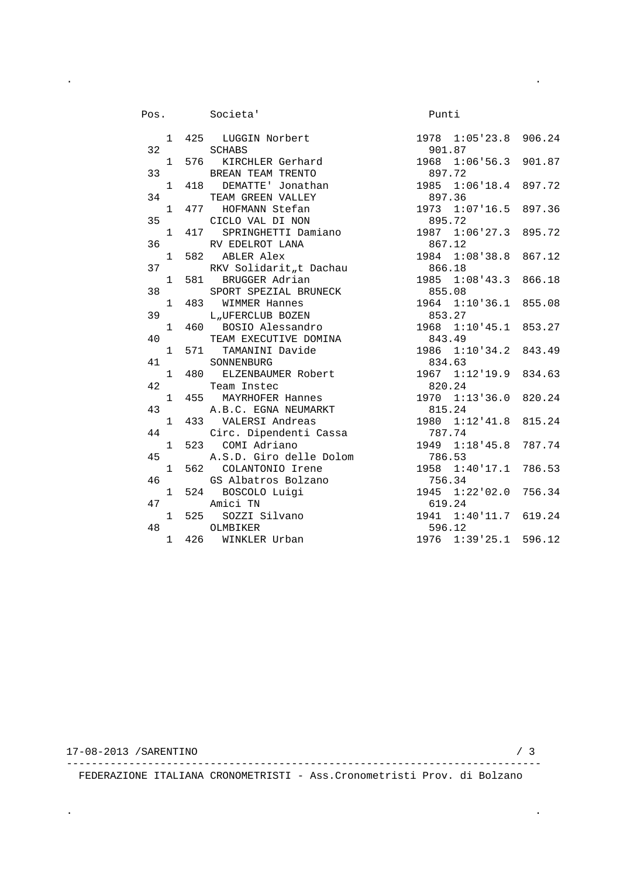| Pos. | | Societa' | | | Punti |
|---|---|---|---|---|---|
| 1 | 425 | LUGGIN Norbert | 1978 | 1:05'23.8 | 906.24 |
| 32 | | SCHABS | 901.87 | | |
| 1 | 576 | KIRCHLER Gerhard | 1968 | 1:06'56.3 | 901.87 |
| 33 | | BREAN TEAM TRENTO | 897.72 | | |
| 1 | 418 | DEMATTE' Jonathan | 1985 | 1:06'18.4 | 897.72 |
| 34 | | TEAM GREEN VALLEY | 897.36 | | |
| 1 | 477 | HOFMANN Stefan | 1973 | 1:07'16.5 | 897.36 |
| 35 | | CICLO VAL DI NON | 895.72 | | |
| 1 | 417 | SPRINGHETTI Damiano | 1987 | 1:06'27.3 | 895.72 |
| 36 | | RV EDELROT LANA | 867.12 | | |
| 1 | 582 | ABLER Alex | 1984 | 1:08'38.8 | 867.12 |
| 37 | | RKV Solidarit„t Dachau | 866.18 | | |
| 1 | 581 | BRUGGER Adrian | 1985 | 1:08'43.3 | 866.18 |
| 38 | | SPORT SPEZIAL BRUNECK | 855.08 | | |
| 1 | 483 | WIMMER Hannes | 1964 | 1:10'36.1 | 855.08 |
| 39 | | L„UFERCLUB BOZEN | 853.27 | | |
| 1 | 460 | BOSIO Alessandro | 1968 | 1:10'45.1 | 853.27 |
| 40 | | TEAM EXECUTIVE DOMINA | 843.49 | | |
| 1 | 571 | TAMANINI Davide | 1986 | 1:10'34.2 | 843.49 |
| 41 | | SONNENBURG | 834.63 | | |
| 1 | 480 | ELZENBAUMER Robert | 1967 | 1:12'19.9 | 834.63 |
| 42 | | Team Instec | 820.24 | | |
| 1 | 455 | MAYRHOFER Hannes | 1970 | 1:13'36.0 | 820.24 |
| 43 | | A.B.C. EGNA NEUMARKT | 815.24 | | |
| 1 | 433 | VALERSI Andreas | 1980 | 1:12'41.8 | 815.24 |
| 44 | | Circ. Dipendenti Cassa | 787.74 | | |
| 1 | 523 | COMI Adriano | 1949 | 1:18'45.8 | 787.74 |
| 45 | | A.S.D. Giro delle Dolom | 786.53 | | |
| 1 | 562 | COLANTONIO Irene | 1958 | 1:40'17.1 | 786.53 |
| 46 | | GS Albatros Bolzano | 756.34 | | |
| 1 | 524 | BOSCOLO Luigi | 1945 | 1:22'02.0 | 756.34 |
| 47 | | Amici TN | 619.24 | | |
| 1 | 525 | SOZZI Silvano | 1941 | 1:40'11.7 | 619.24 |
| 48 | | OLMBIKER | 596.12 | | |
| 1 | 426 | WINKLER Urban | 1976 | 1:39'25.1 | 596.12 |

17-08-2013 /SARENTINO

FEDERAZIONE ITALIANA CRONOMETRISTI - Ass.Cronometristi Prov. di Bolzano